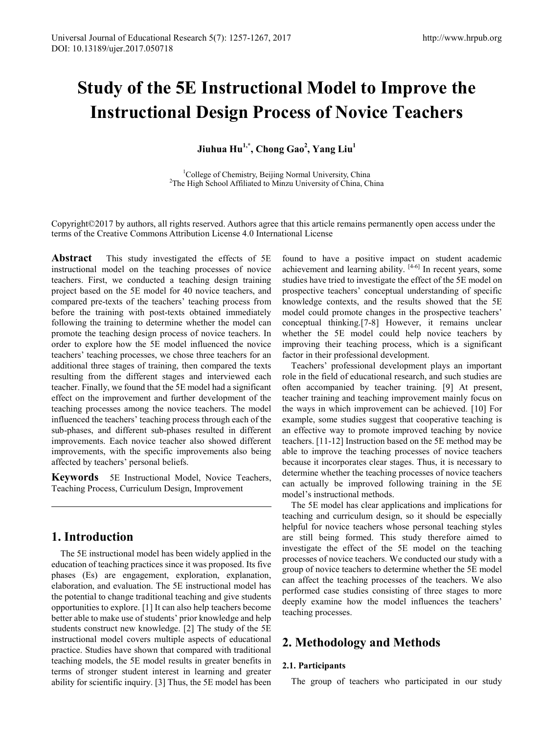# Study of the 5E Instructional Model to Improve the Instructional Design Process of Novice Teachers

**Jiuhua Hu[1,*], Chong Gao[2], Yang Liu[1]**

[1]College of Chemistry, Beijing Normal University, China
[2]The High School Affiliated to Minzu University of China, China

Copyright©2017 by authors, all rights reserved. Authors agree that this article remains permanently open access under the terms of the Creative Commons Attribution License 4.0 International License

**Abstract** This study investigated the effects of 5E instructional model on the teaching processes of novice teachers. First, we conducted a teaching design training project based on the 5E model for 40 novice teachers, and compared pre-texts of the teachers' teaching process from before the training with post-texts obtained immediately following the training to determine whether the model can promote the teaching design process of novice teachers. In order to explore how the 5E model influenced the novice teachers' teaching processes, we chose three teachers for an additional three stages of training, then compared the texts resulting from the different stages and interviewed each teacher. Finally, we found that the 5E model had a significant effect on the improvement and further development of the teaching processes among the novice teachers. The model influenced the teachers' teaching process through each of the sub-phases, and different sub-phases resulted in different improvements. Each novice teacher also showed different improvements, with the specific improvements also being affected by teachers' personal beliefs.

**Keywords** 5E Instructional Model, Novice Teachers, Teaching Process, Curriculum Design, Improvement

## 1. Introduction

The 5E instructional model has been widely applied in the education of teaching practices since it was proposed. Its five phases (Es) are engagement, exploration, explanation, elaboration, and evaluation. The 5E instructional model has the potential to change traditional teaching and give students opportunities to explore. [1] It can also help teachers become better able to make use of students' prior knowledge and help students construct new knowledge. [2] The study of the 5E instructional model covers multiple aspects of educational practice. Studies have shown that compared with traditional teaching models, the 5E model results in greater benefits in terms of stronger student interest in learning and greater ability for scientific inquiry. [3] Thus, the 5E model has been found to have a positive impact on student academic achievement and learning ability. [4-6] In recent years, some studies have tried to investigate the effect of the 5E model on prospective teachers' conceptual understanding of specific knowledge contexts, and the results showed that the 5E model could promote changes in the prospective teachers' conceptual thinking.[7-8] However, it remains unclear whether the 5E model could help novice teachers by improving their teaching process, which is a significant factor in their professional development.

Teachers' professional development plays an important role in the field of educational research, and such studies are often accompanied by teacher training. [9] At present, teacher training and teaching improvement mainly focus on the ways in which improvement can be achieved. [10] For example, some studies suggest that cooperative teaching is an effective way to promote improved teaching by novice teachers. [11-12] Instruction based on the 5E method may be able to improve the teaching processes of novice teachers because it incorporates clear stages. Thus, it is necessary to determine whether the teaching processes of novice teachers can actually be improved following training in the 5E model's instructional methods.

The 5E model has clear applications and implications for teaching and curriculum design, so it should be especially helpful for novice teachers whose personal teaching styles are still being formed. This study therefore aimed to investigate the effect of the 5E model on the teaching processes of novice teachers. We conducted our study with a group of novice teachers to determine whether the 5E model can affect the teaching processes of the teachers. We also performed case studies consisting of three stages to more deeply examine how the model influences the teachers' teaching processes.

## 2. Methodology and Methods

### 2.1. Participants

The group of teachers who participated in our study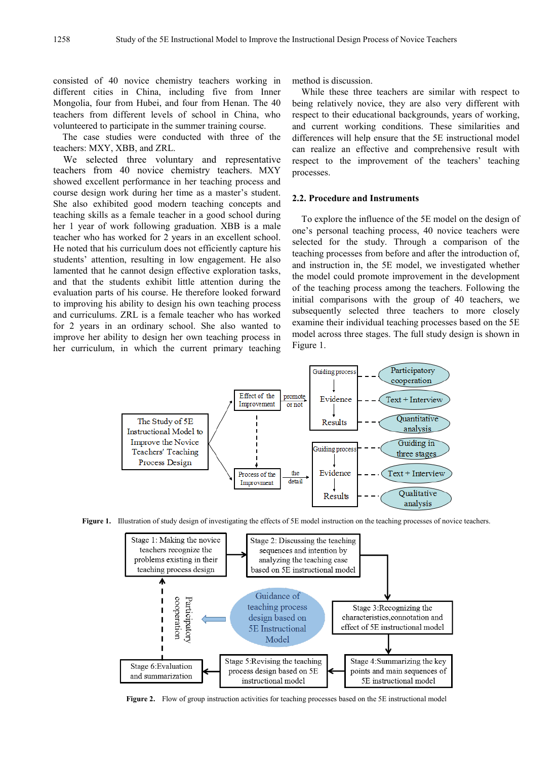consisted of 40 novice chemistry teachers working in different cities in China, including five from Inner Mongolia, four from Hubei, and four from Henan. The 40 teachers from different levels of school in China, who volunteered to participate in the summer training course.

The case studies were conducted with three of the teachers: MXY, XBB, and ZRL.

We selected three voluntary and representative teachers from 40 novice chemistry teachers. MXY showed excellent performance in her teaching process and course design work during her time as a master's student. She also exhibited good modern teaching concepts and teaching skills as a female teacher in a good school during her 1 year of work following graduation. XBB is a male teacher who has worked for 2 years in an excellent school. He noted that his curriculum does not efficiently capture his students' attention, resulting in low engagement. He also lamented that he cannot design effective exploration tasks, and that the students exhibit little attention during the evaluation parts of his course. He therefore looked forward to improving his ability to design his own teaching process and curriculums. ZRL is a female teacher who has worked for 2 years in an ordinary school. She also wanted to improve her ability to design her own teaching process in her curriculum, in which the current primary teaching method is discussion.

While these three teachers are similar with respect to being relatively novice, they are also very different with respect to their educational backgrounds, years of working, and current working conditions. These similarities and differences will help ensure that the 5E instructional model can realize an effective and comprehensive result with respect to the improvement of the teachers' teaching processes.

## 2.2. Procedure and Instruments

To explore the influence of the 5E model on the design of one's personal teaching process, 40 novice teachers were selected for the study. Through a comparison of the teaching processes from before and after the introduction of, and instruction in, the 5E model, we investigated whether the model could promote improvement in the development of the teaching process among the teachers. Following the initial comparisons with the group of 40 teachers, we subsequently selected three teachers to more closely examine their individual teaching processes based on the 5E model across three stages. The full study design is shown in Figure 1.

**Figure 1.** Illustration of study design of investigating the effects of 5E model instruction on the teaching processes of novice teachers.

**Figure 2.** Flow of group instruction activities for teaching processes based on the 5E instructional model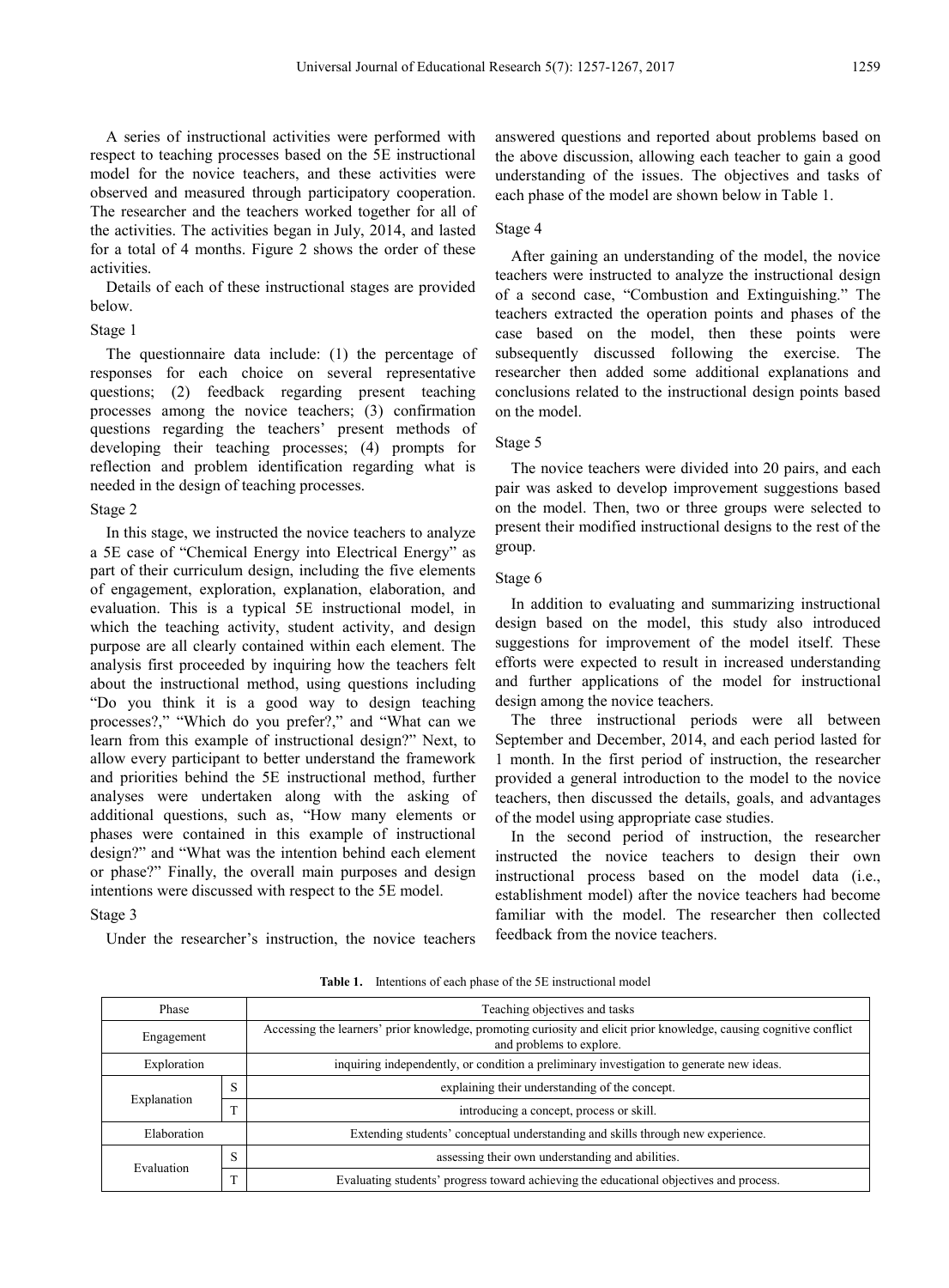A series of instructional activities were performed with respect to teaching processes based on the 5E instructional model for the novice teachers, and these activities were observed and measured through participatory cooperation. The researcher and the teachers worked together for all of the activities. The activities began in July, 2014, and lasted for a total of 4 months. Figure 2 shows the order of these activities.

Details of each of these instructional stages are provided below.

Stage 1

The questionnaire data include: (1) the percentage of responses for each choice on several representative questions; (2) feedback regarding present teaching processes among the novice teachers; (3) confirmation questions regarding the teachers' present methods of developing their teaching processes; (4) prompts for reflection and problem identification regarding what is needed in the design of teaching processes.

Stage 2

In this stage, we instructed the novice teachers to analyze a 5E case of "Chemical Energy into Electrical Energy" as part of their curriculum design, including the five elements of engagement, exploration, explanation, elaboration, and evaluation. This is a typical 5E instructional model, in which the teaching activity, student activity, and design purpose are all clearly contained within each element. The analysis first proceeded by inquiring how the teachers felt about the instructional method, using questions including "Do you think it is a good way to design teaching processes?," "Which do you prefer?," and "What can we learn from this example of instructional design?" Next, to allow every participant to better understand the framework and priorities behind the 5E instructional method, further analyses were undertaken along with the asking of additional questions, such as, "How many elements or phases were contained in this example of instructional design?" and "What was the intention behind each element or phase?" Finally, the overall main purposes and design intentions were discussed with respect to the 5E model.

Stage 3

Under the researcher's instruction, the novice teachers answered questions and reported about problems based on the above discussion, allowing each teacher to gain a good understanding of the issues. The objectives and tasks of each phase of the model are shown below in Table 1.

Stage 4

After gaining an understanding of the model, the novice teachers were instructed to analyze the instructional design of a second case, "Combustion and Extinguishing." The teachers extracted the operation points and phases of the case based on the model, then these points were subsequently discussed following the exercise. The researcher then added some additional explanations and conclusions related to the instructional design points based on the model.

Stage 5

The novice teachers were divided into 20 pairs, and each pair was asked to develop improvement suggestions based on the model. Then, two or three groups were selected to present their modified instructional designs to the rest of the group.

Stage 6

In addition to evaluating and summarizing instructional design based on the model, this study also introduced suggestions for improvement of the model itself. These efforts were expected to result in increased understanding and further applications of the model for instructional design among the novice teachers.

The three instructional periods were all between September and December, 2014, and each period lasted for 1 month. In the first period of instruction, the researcher provided a general introduction to the model to the novice teachers, then discussed the details, goals, and advantages of the model using appropriate case studies.

In the second period of instruction, the researcher instructed the novice teachers to design their own instructional process based on the model data (i.e., establishment model) after the novice teachers had become familiar with the model. The researcher then collected feedback from the novice teachers.

**Table 1.** Intentions of each phase of the 5E instructional model

| Phase | | Teaching objectives and tasks |
|---|---|---|
| Engagement | | Accessing the learners' prior knowledge, promoting curiosity and elicit prior knowledge, causing cognitive conflict and problems to explore. |
| Exploration | | inquiring independently, or condition a preliminary investigation to generate new ideas. |
| Explanation | S | explaining their understanding of the concept. |
| | T | introducing a concept, process or skill. |
| Elaboration | | Extending students' conceptual understanding and skills through new experience. |
| Evaluation | S | assessing their own understanding and abilities. |
| | T | Evaluating students' progress toward achieving the educational objectives and process. |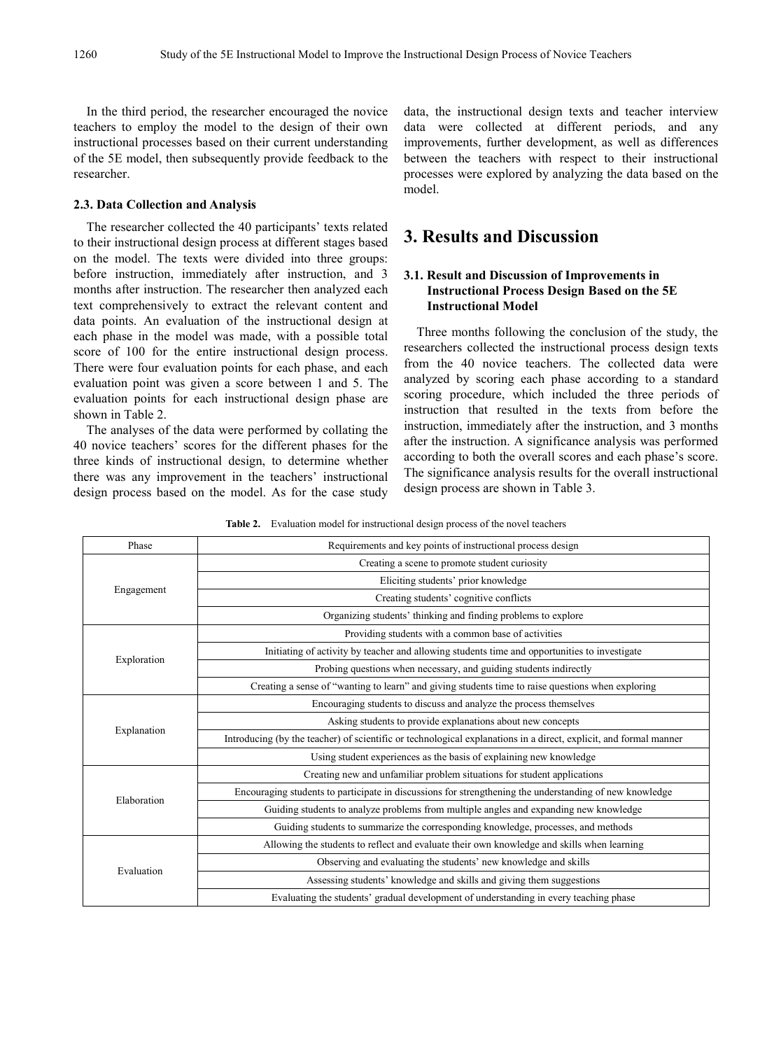In the third period, the researcher encouraged the novice teachers to employ the model to the design of their own instructional processes based on their current understanding of the 5E model, then subsequently provide feedback to the researcher.

### 2.3. Data Collection and Analysis

The researcher collected the 40 participants' texts related to their instructional design process at different stages based on the model. The texts were divided into three groups: before instruction, immediately after instruction, and 3 months after instruction. The researcher then analyzed each text comprehensively to extract the relevant content and data points. An evaluation of the instructional design at each phase in the model was made, with a possible total score of 100 for the entire instructional design process. There were four evaluation points for each phase, and each evaluation point was given a score between 1 and 5. The evaluation points for each instructional design phase are shown in Table 2.

The analyses of the data were performed by collating the 40 novice teachers' scores for the different phases for the three kinds of instructional design, to determine whether there was any improvement in the teachers' instructional design process based on the model. As for the case study data, the instructional design texts and teacher interview data were collected at different periods, and any improvements, further development, as well as differences between the teachers with respect to their instructional processes were explored by analyzing the data based on the model.

## 3. Results and Discussion

### 3.1. Result and Discussion of Improvements in Instructional Process Design Based on the 5E Instructional Model

Three months following the conclusion of the study, the researchers collected the instructional process design texts from the 40 novice teachers. The collected data were analyzed by scoring each phase according to a standard scoring procedure, which included the three periods of instruction that resulted in the texts from before the instruction, immediately after the instruction, and 3 months after the instruction. A significance analysis was performed according to both the overall scores and each phase's score. The significance analysis results for the overall instructional design process are shown in Table 3.

**Table 2.** Evaluation model for instructional design process of the novel teachers

| Phase | Requirements and key points of instructional process design |
|---|---|
| Engagement | Creating a scene to promote student curiosity |
| | Eliciting students' prior knowledge |
| | Creating students' cognitive conflicts |
| | Organizing students' thinking and finding problems to explore |
| Exploration | Providing students with a common base of activities |
| | Initiating of activity by teacher and allowing students time and opportunities to investigate |
| | Probing questions when necessary, and guiding students indirectly |
| | Creating a sense of "wanting to learn" and giving students time to raise questions when exploring |
| Explanation | Encouraging students to discuss and analyze the process themselves |
| | Asking students to provide explanations about new concepts |
| | Introducing (by the teacher) of scientific or technological explanations in a direct, explicit, and formal manner |
| | Using student experiences as the basis of explaining new knowledge |
| Elaboration | Creating new and unfamiliar problem situations for student applications |
| | Encouraging students to participate in discussions for strengthening the understanding of new knowledge |
| | Guiding students to analyze problems from multiple angles and expanding new knowledge |
| | Guiding students to summarize the corresponding knowledge, processes, and methods |
| Evaluation | Allowing the students to reflect and evaluate their own knowledge and skills when learning |
| | Observing and evaluating the students' new knowledge and skills |
| | Assessing students' knowledge and skills and giving them suggestions |
| | Evaluating the students' gradual development of understanding in every teaching phase |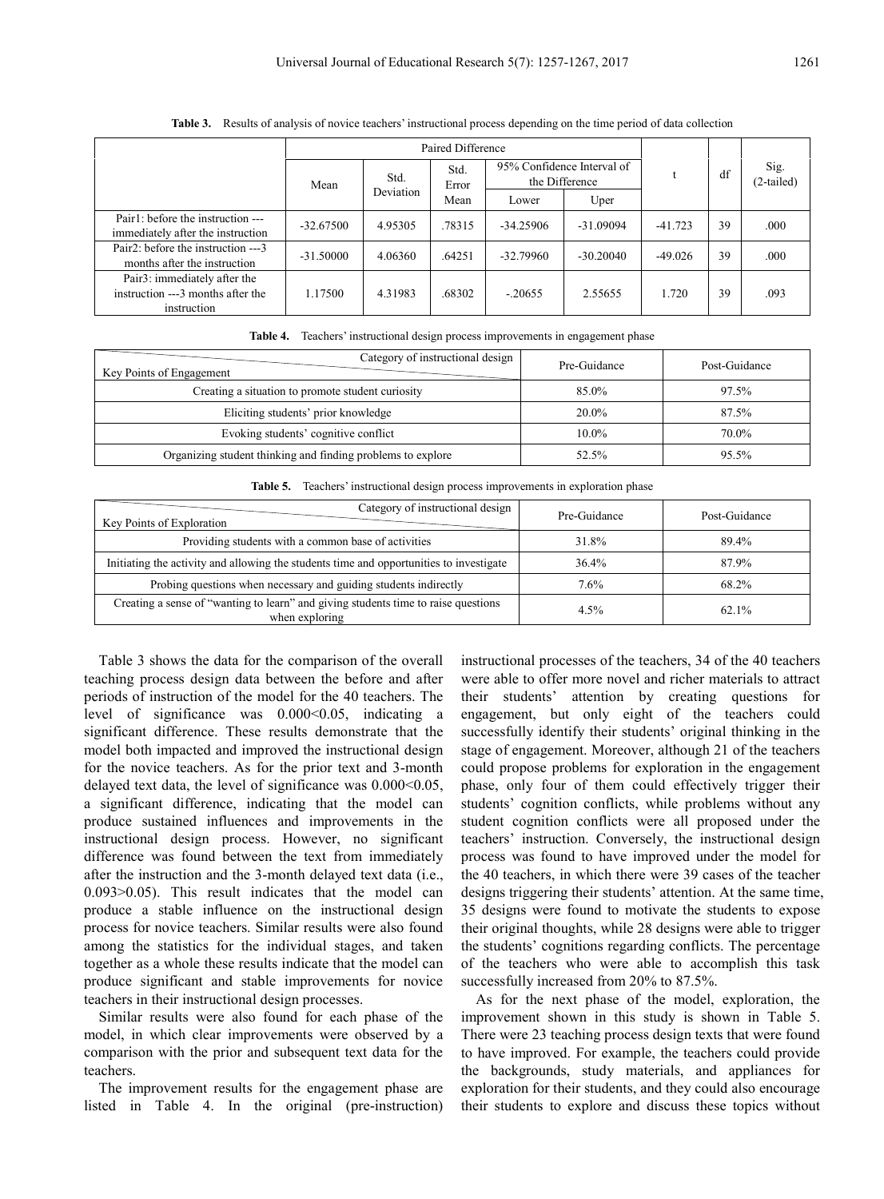**Table 3.** Results of analysis of novice teachers' instructional process depending on the time period of data collection

| | Paired Difference | | | | | t | df | Sig. (2-tailed) |
|---|---|---|---|---|---|---|---|---|
| | Mean | Std. Deviation | Std. Error Mean | 95% Confidence Interval of the Difference | | | | |
| | | | | Lower | Uper | | | |
| Pair1: before the instruction --- immediately after the instruction | -32.67500 | 4.95305 | .78315 | -34.25906 | -31.09094 | -41.723 | 39 | .000 |
| Pair2: before the instruction ---3 months after the instruction | -31.50000 | 4.06360 | .64251 | -32.79960 | -30.20040 | -49.026 | 39 | .000 |
| Pair3: immediately after the instruction ---3 months after the instruction | 1.17500 | 4.31983 | .68302 | -.20655 | 2.55655 | 1.720 | 39 | .093 |

**Table 4.** Teachers' instructional design process improvements in engagement phase

| Key Points of Engagement / Category of instructional design | Pre-Guidance | Post-Guidance |
|---|---|---|
| Creating a situation to promote student curiosity | 85.0% | 97.5% |
| Eliciting students' prior knowledge | 20.0% | 87.5% |
| Evoking students' cognitive conflict | 10.0% | 70.0% |
| Organizing student thinking and finding problems to explore | 52.5% | 95.5% |

**Table 5.** Teachers' instructional design process improvements in exploration phase

| Key Points of Exploration / Category of instructional design | Pre-Guidance | Post-Guidance |
|---|---|---|
| Providing students with a common base of activities | 31.8% | 89.4% |
| Initiating the activity and allowing the students time and opportunities to investigate | 36.4% | 87.9% |
| Probing questions when necessary and guiding students indirectly | 7.6% | 68.2% |
| Creating a sense of "wanting to learn" and giving students time to raise questions when exploring | 4.5% | 62.1% |

Table 3 shows the data for the comparison of the overall teaching process design data between the before and after periods of instruction of the model for the 40 teachers. The level of significance was 0.000<0.05, indicating a significant difference. These results demonstrate that the model both impacted and improved the instructional design for the novice teachers. As for the prior text and 3-month delayed text data, the level of significance was 0.000<0.05, a significant difference, indicating that the model can produce sustained influences and improvements in the instructional design process. However, no significant difference was found between the text from immediately after the instruction and the 3-month delayed text data (i.e., 0.093>0.05). This result indicates that the model can produce a stable influence on the instructional design process for novice teachers. Similar results were also found among the statistics for the individual stages, and taken together as a whole these results indicate that the model can produce significant and stable improvements for novice teachers in their instructional design processes.

Similar results were also found for each phase of the model, in which clear improvements were observed by a comparison with the prior and subsequent text data for the teachers.

The improvement results for the engagement phase are listed in Table 4. In the original (pre-instruction) instructional processes of the teachers, 34 of the 40 teachers were able to offer more novel and richer materials to attract their students' attention by creating questions for engagement, but only eight of the teachers could successfully identify their students' original thinking in the stage of engagement. Moreover, although 21 of the teachers could propose problems for exploration in the engagement phase, only four of them could effectively trigger their students' cognition conflicts, while problems without any student cognition conflicts were all proposed under the teachers' instruction. Conversely, the instructional design process was found to have improved under the model for the 40 teachers, in which there were 39 cases of the teacher designs triggering their students' attention. At the same time, 35 designs were found to motivate the students to expose their original thoughts, while 28 designs were able to trigger the students' cognitions regarding conflicts. The percentage of the teachers who were able to accomplish this task successfully increased from 20% to 87.5%.

As for the next phase of the model, exploration, the improvement shown in this study is shown in Table 5. There were 23 teaching process design texts that were found to have improved. For example, the teachers could provide the backgrounds, study materials, and appliances for exploration for their students, and they could also encourage their students to explore and discuss these topics without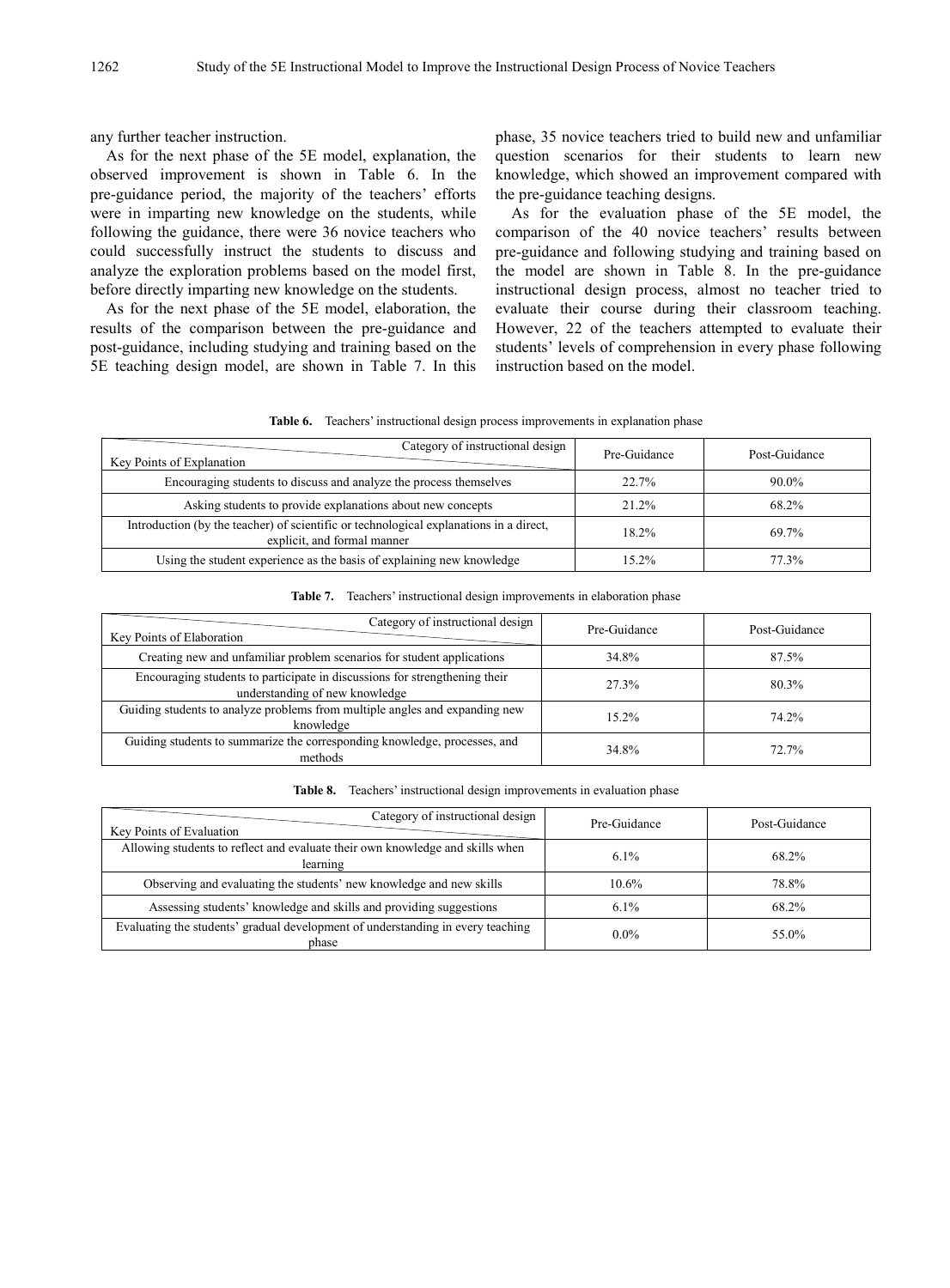any further teacher instruction.

As for the next phase of the 5E model, explanation, the observed improvement is shown in Table 6. In the pre-guidance period, the majority of the teachers' efforts were in imparting new knowledge on the students, while following the guidance, there were 36 novice teachers who could successfully instruct the students to discuss and analyze the exploration problems based on the model first, before directly imparting new knowledge on the students.

As for the next phase of the 5E model, elaboration, the results of the comparison between the pre-guidance and post-guidance, including studying and training based on the 5E teaching design model, are shown in Table 7. In this phase, 35 novice teachers tried to build new and unfamiliar question scenarios for their students to learn new knowledge, which showed an improvement compared with the pre-guidance teaching designs.

As for the evaluation phase of the 5E model, the comparison of the 40 novice teachers' results between pre-guidance and following studying and training based on the model are shown in Table 8. In the pre-guidance instructional design process, almost no teacher tried to evaluate their course during their classroom teaching. However, 22 of the teachers attempted to evaluate their students' levels of comprehension in every phase following instruction based on the model.

**Table 6.** Teachers' instructional design process improvements in explanation phase

| Key Points of Explanation \ Category of instructional design | Pre-Guidance | Post-Guidance |
|---|---|---|
| Encouraging students to discuss and analyze the process themselves | 22.7% | 90.0% |
| Asking students to provide explanations about new concepts | 21.2% | 68.2% |
| Introduction (by the teacher) of scientific or technological explanations in a direct, explicit, and formal manner | 18.2% | 69.7% |
| Using the student experience as the basis of explaining new knowledge | 15.2% | 77.3% |

**Table 7.** Teachers' instructional design improvements in elaboration phase

| Key Points of Elaboration \ Category of instructional design | Pre-Guidance | Post-Guidance |
|---|---|---|
| Creating new and unfamiliar problem scenarios for student applications | 34.8% | 87.5% |
| Encouraging students to participate in discussions for strengthening their understanding of new knowledge | 27.3% | 80.3% |
| Guiding students to analyze problems from multiple angles and expanding new knowledge | 15.2% | 74.2% |
| Guiding students to summarize the corresponding knowledge, processes, and methods | 34.8% | 72.7% |

**Table 8.** Teachers' instructional design improvements in evaluation phase

| Key Points of Evaluation \ Category of instructional design | Pre-Guidance | Post-Guidance |
|---|---|---|
| Allowing students to reflect and evaluate their own knowledge and skills when learning | 6.1% | 68.2% |
| Observing and evaluating the students' new knowledge and new skills | 10.6% | 78.8% |
| Assessing students' knowledge and skills and providing suggestions | 6.1% | 68.2% |
| Evaluating the students' gradual development of understanding in every teaching phase | 0.0% | 55.0% |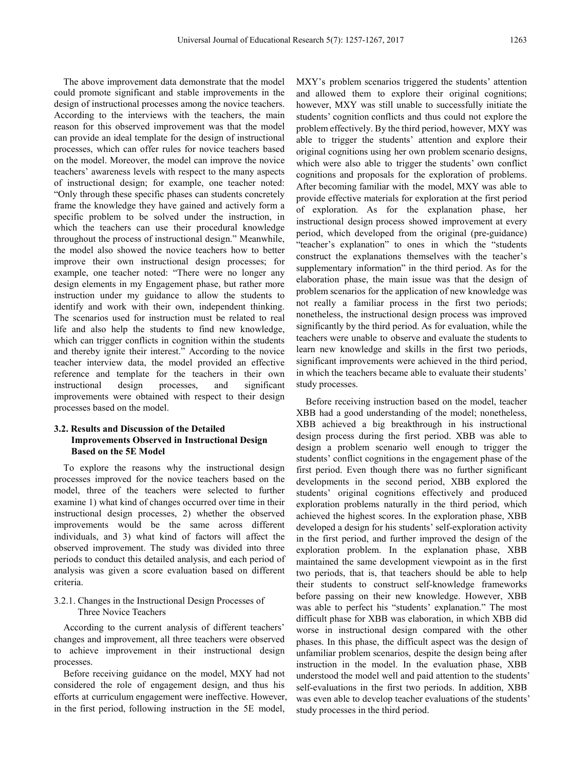The above improvement data demonstrate that the model could promote significant and stable improvements in the design of instructional processes among the novice teachers. According to the interviews with the teachers, the main reason for this observed improvement was that the model can provide an ideal template for the design of instructional processes, which can offer rules for novice teachers based on the model. Moreover, the model can improve the novice teachers' awareness levels with respect to the many aspects of instructional design; for example, one teacher noted: "Only through these specific phases can students concretely frame the knowledge they have gained and actively form a specific problem to be solved under the instruction, in which the teachers can use their procedural knowledge throughout the process of instructional design." Meanwhile, the model also showed the novice teachers how to better improve their own instructional design processes; for example, one teacher noted: "There were no longer any design elements in my Engagement phase, but rather more instruction under my guidance to allow the students to identify and work with their own, independent thinking. The scenarios used for instruction must be related to real life and also help the students to find new knowledge, which can trigger conflicts in cognition within the students and thereby ignite their interest." According to the novice teacher interview data, the model provided an effective reference and template for the teachers in their own instructional design processes, and significant improvements were obtained with respect to their design processes based on the model.

### 3.2. Results and Discussion of the Detailed Improvements Observed in Instructional Design Based on the 5E Model

To explore the reasons why the instructional design processes improved for the novice teachers based on the model, three of the teachers were selected to further examine 1) what kind of changes occurred over time in their instructional design processes, 2) whether the observed improvements would be the same across different individuals, and 3) what kind of factors will affect the observed improvement. The study was divided into three periods to conduct this detailed analysis, and each period of analysis was given a score evaluation based on different criteria.

#### 3.2.1. Changes in the Instructional Design Processes of Three Novice Teachers

According to the current analysis of different teachers' changes and improvement, all three teachers were observed to achieve improvement in their instructional design processes.

Before receiving guidance on the model, MXY had not considered the role of engagement design, and thus his efforts at curriculum engagement were ineffective. However, in the first period, following instruction in the 5E model, MXY's problem scenarios triggered the students' attention and allowed them to explore their original cognitions; however, MXY was still unable to successfully initiate the students' cognition conflicts and thus could not explore the problem effectively. By the third period, however, MXY was able to trigger the students' attention and explore their original cognitions using her own problem scenario designs, which were also able to trigger the students' own conflict cognitions and proposals for the exploration of problems. After becoming familiar with the model, MXY was able to provide effective materials for exploration at the first period of exploration. As for the explanation phase, her instructional design process showed improvement at every period, which developed from the original (pre-guidance) "teacher's explanation" to ones in which the "students construct the explanations themselves with the teacher's supplementary information" in the third period. As for the elaboration phase, the main issue was that the design of problem scenarios for the application of new knowledge was not really a familiar process in the first two periods; nonetheless, the instructional design process was improved significantly by the third period. As for evaluation, while the teachers were unable to observe and evaluate the students to learn new knowledge and skills in the first two periods, significant improvements were achieved in the third period, in which the teachers became able to evaluate their students' study processes.

Before receiving instruction based on the model, teacher XBB had a good understanding of the model; nonetheless, XBB achieved a big breakthrough in his instructional design process during the first period. XBB was able to design a problem scenario well enough to trigger the students' conflict cognitions in the engagement phase of the first period. Even though there was no further significant developments in the second period, XBB explored the students' original cognitions effectively and produced exploration problems naturally in the third period, which achieved the highest scores. In the exploration phase, XBB developed a design for his students' self-exploration activity in the first period, and further improved the design of the exploration problem. In the explanation phase, XBB maintained the same development viewpoint as in the first two periods, that is, that teachers should be able to help their students to construct self-knowledge frameworks before passing on their new knowledge. However, XBB was able to perfect his "students' explanation." The most difficult phase for XBB was elaboration, in which XBB did worse in instructional design compared with the other phases. In this phase, the difficult aspect was the design of unfamiliar problem scenarios, despite the design being after instruction in the model. In the evaluation phase, XBB understood the model well and paid attention to the students' self-evaluations in the first two periods. In addition, XBB was even able to develop teacher evaluations of the students' study processes in the third period.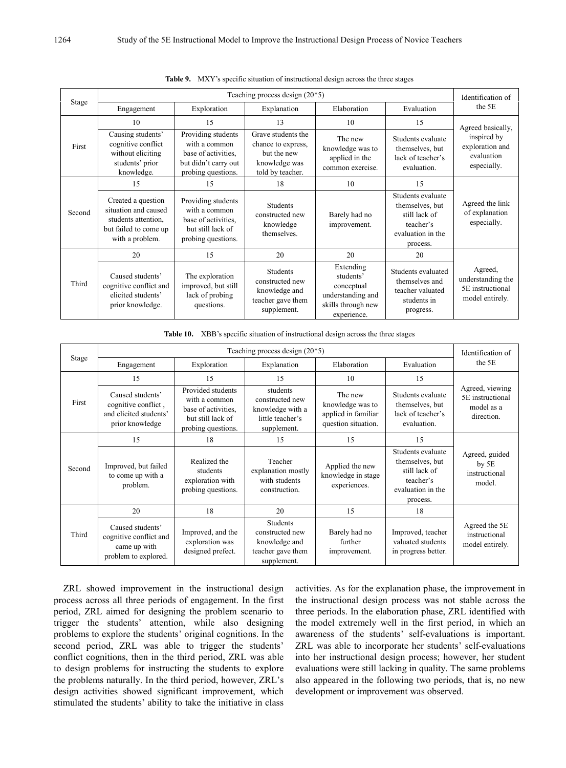**Table 9.** MXY's specific situation of instructional design across the three stages

| Stage | Teaching process design (20*5) | | | | | Identification of the 5E |
|---|---|---|---|---|---|---|
| | Engagement | Exploration | Explanation | Elaboration | Evaluation | |
| First | 10 | 15 | 13 | 10 | 15 | Agreed basically, inspired by exploration and evaluation especially. |
| | Causing students' cognitive conflict without eliciting students' prior knowledge. | Providing students with a common base of activities, but didn't carry out probing questions. | Grave students the chance to express, but the new knowledge was told by teacher. | The new knowledge was to applied in the common exercise. | Students evaluate themselves, but lack of teacher's evaluation. | |
| Second | 15 | 15 | 18 | 10 | 15 | Agreed the link of explanation especially. |
| | Created a question situation and caused students attention, but failed to come up with a problem. | Providing students with a common base of activities, but still lack of probing questions. | Students constructed new knowledge themselves. | Barely had no improvement. | Students evaluate themselves, but still lack of teacher's evaluation in the process. | |
| Third | 20 | 15 | 20 | 20 | 20 | Agreed, understanding the 5E instructional model entirely. |
| | Caused students' cognitive conflict and elicited students' prior knowledge. | The exploration improved, but still lack of probing questions. | Students constructed new knowledge and teacher gave them supplement. | Extending students' conceptual understanding and skills through new experience. | Students evaluated themselves and teacher valuated students in progress. | |

**Table 10.** XBB's specific situation of instructional design across the three stages

| Stage | Teaching process design (20*5) | | | | | Identification of the 5E |
|---|---|---|---|---|---|---|
| | Engagement | Exploration | Explanation | Elaboration | Evaluation | |
| First | 15 | 15 | 15 | 10 | 15 | Agreed, viewing 5E instructional model as a direction. |
| | Caused students' cognitive conflict , and elicited students' prior knowledge | Provided students with a common base of activities, but still lack of probing questions. | students constructed new knowledge with a little teacher's supplement. | The new knowledge was to applied in familiar question situation. | Students evaluate themselves, but lack of teacher's evaluation. | |
| Second | 15 | 18 | 15 | 15 | 15 | Agreed, guided by 5E instructional model. |
| | Improved, but failed to come up with a problem. | Realized the students exploration with probing questions. | Teacher explanation mostly with students construction. | Applied the new knowledge in stage experiences. | Students evaluate themselves, but still lack of teacher's evaluation in the process. | |
| Third | 20 | 18 | 20 | 15 | 18 | Agreed the 5E instructional model entirely. |
| | Caused students' cognitive conflict and came up with problem to explored. | Improved, and the exploration was designed prefect. | Students constructed new knowledge and teacher gave them supplement. | Barely had no further improvement. | Improved, teacher valuated students in progress better. | |

ZRL showed improvement in the instructional design process across all three periods of engagement. In the first period, ZRL aimed for designing the problem scenario to trigger the students' attention, while also designing problems to explore the students' original cognitions. In the second period, ZRL was able to trigger the students' conflict cognitions, then in the third period, ZRL was able to design problems for instructing the students to explore the problems naturally. In the third period, however, ZRL's design activities showed significant improvement, which stimulated the students' ability to take the initiative in class activities. As for the explanation phase, the improvement in the instructional design process was not stable across the three periods. In the elaboration phase, ZRL identified with the model extremely well in the first period, in which an awareness of the students' self-evaluations is important. ZRL was able to incorporate her students' self-evaluations into her instructional design process; however, her student evaluations were still lacking in quality. The same problems also appeared in the following two periods, that is, no new development or improvement was observed.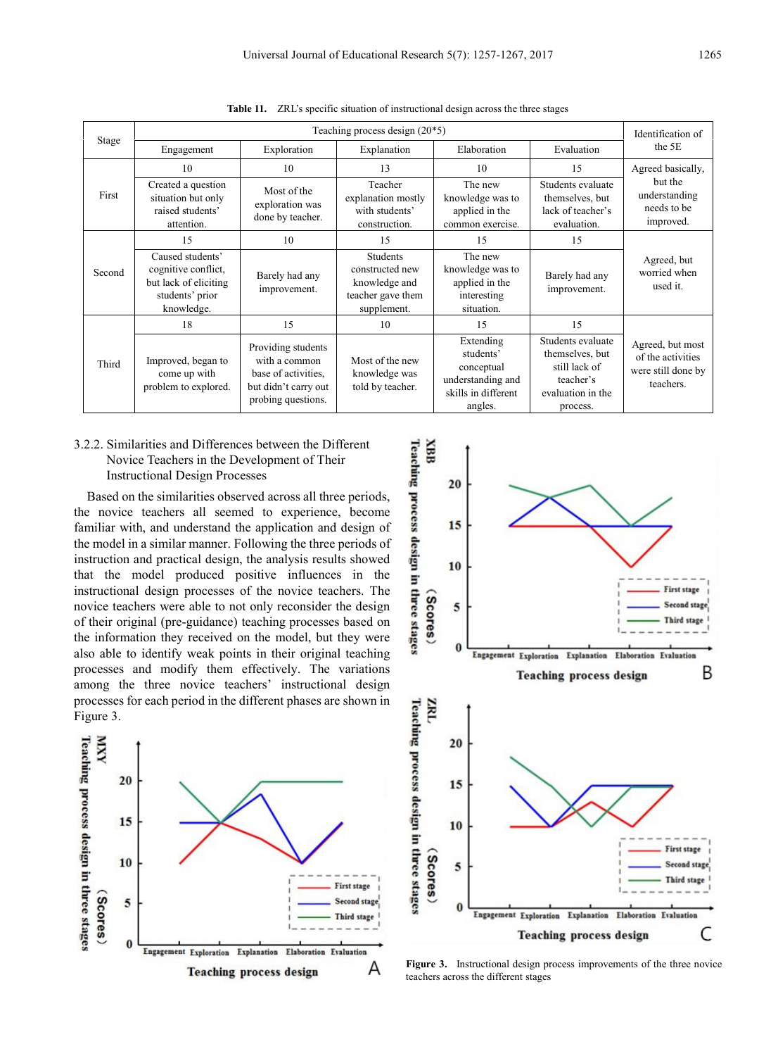**Table 11.** ZRL's specific situation of instructional design across the three stages

| Stage | Teaching process design (20*5) | | | | | Identification of the 5E |
|---|---|---|---|---|---|---|
| | Engagement | Exploration | Explanation | Elaboration | Evaluation | |
| First | 10 | 10 | 13 | 10 | 15 | Agreed basically, but the understanding needs to be improved. |
| | Created a question situation but only raised students' attention. | Most of the exploration was done by teacher. | Teacher explanation mostly with students' construction. | The new knowledge was to applied in the common exercise. | Students evaluate themselves, but lack of teacher's evaluation. | |
| Second | 15 | 10 | 15 | 15 | 15 | Agreed, but worried when used it. |
| | Caused students' cognitive conflict, but lack of eliciting students' prior knowledge. | Barely had any improvement. | Students constructed new knowledge and teacher gave them supplement. | The new knowledge was to applied in the interesting situation. | Barely had any improvement. | |
| Third | 18 | 15 | 10 | 15 | 15 | Agreed, but most of the activities were still done by teachers. |
| | Improved, began to come up with problem to explored. | Providing students with a common base of activities, but didn't carry out probing questions. | Most of the new knowledge was told by teacher. | Extending students' conceptual understanding and skills in different angles. | Students evaluate themselves, but still lack of teacher's evaluation in the process. | |

### 3.2.2. Similarities and Differences between the Different Novice Teachers in the Development of Their Instructional Design Processes

Based on the similarities observed across all three periods, the novice teachers all seemed to experience, become familiar with, and understand the application and design of the model in a similar manner. Following the three periods of instruction and practical design, the analysis results showed that the model produced positive influences in the instructional design processes of the novice teachers. The novice teachers were able to not only reconsider the design of their original (pre-guidance) teaching processes based on the information they received on the model, but they were also able to identify weak points in their original teaching processes and modify them effectively. The variations among the three novice teachers' instructional design processes for each period in the different phases are shown in Figure 3.

**Figure 3.** Instructional design process improvements of the three novice teachers across the different stages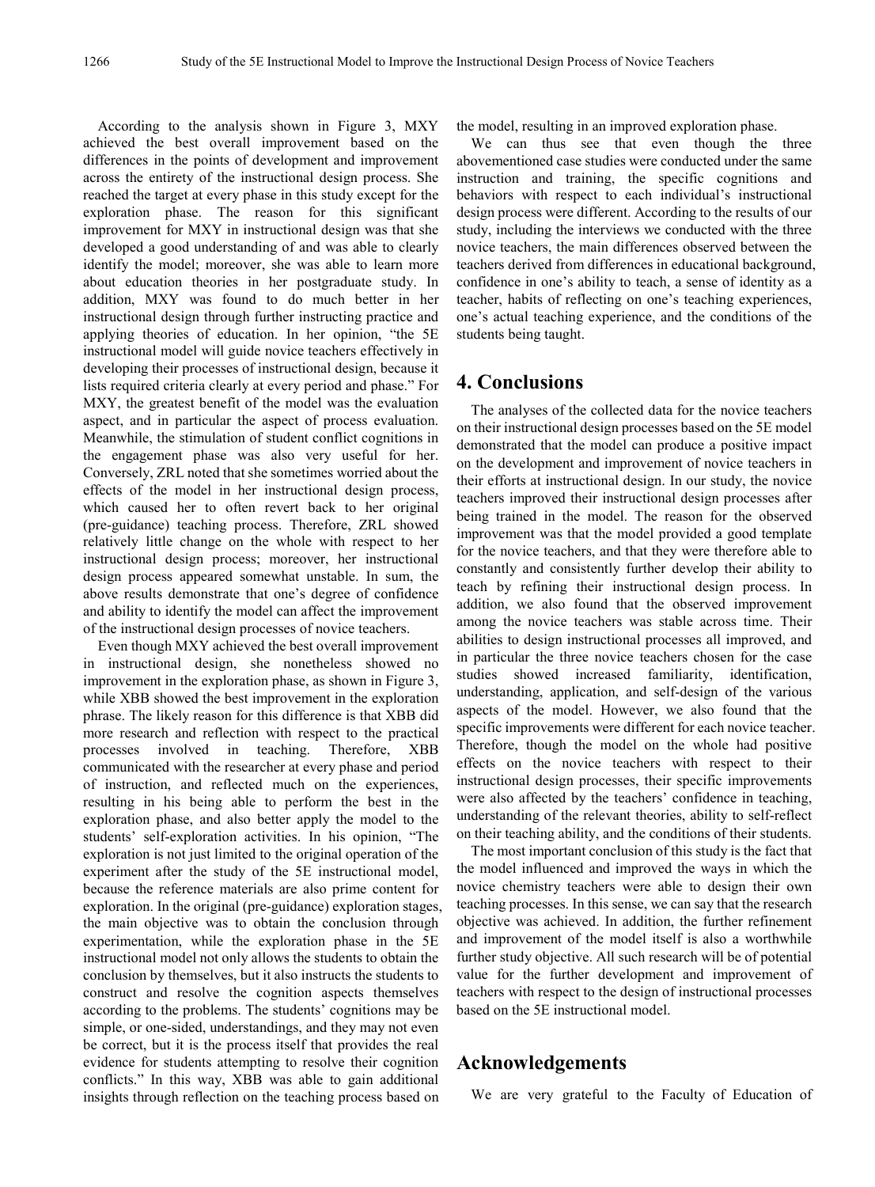According to the analysis shown in Figure 3, MXY achieved the best overall improvement based on the differences in the points of development and improvement across the entirety of the instructional design process. She reached the target at every phase in this study except for the exploration phase. The reason for this significant improvement for MXY in instructional design was that she developed a good understanding of and was able to clearly identify the model; moreover, she was able to learn more about education theories in her postgraduate study. In addition, MXY was found to do much better in her instructional design through further instructing practice and applying theories of education. In her opinion, "the 5E instructional model will guide novice teachers effectively in developing their processes of instructional design, because it lists required criteria clearly at every period and phase." For MXY, the greatest benefit of the model was the evaluation aspect, and in particular the aspect of process evaluation. Meanwhile, the stimulation of student conflict cognitions in the engagement phase was also very useful for her. Conversely, ZRL noted that she sometimes worried about the effects of the model in her instructional design process, which caused her to often revert back to her original (pre-guidance) teaching process. Therefore, ZRL showed relatively little change on the whole with respect to her instructional design process; moreover, her instructional design process appeared somewhat unstable. In sum, the above results demonstrate that one's degree of confidence and ability to identify the model can affect the improvement of the instructional design processes of novice teachers.

Even though MXY achieved the best overall improvement in instructional design, she nonetheless showed no improvement in the exploration phase, as shown in Figure 3, while XBB showed the best improvement in the exploration phrase. The likely reason for this difference is that XBB did more research and reflection with respect to the practical processes involved in teaching. Therefore, XBB communicated with the researcher at every phase and period of instruction, and reflected much on the experiences, resulting in his being able to perform the best in the exploration phase, and also better apply the model to the students' self-exploration activities. In his opinion, "The exploration is not just limited to the original operation of the experiment after the study of the 5E instructional model, because the reference materials are also prime content for exploration. In the original (pre-guidance) exploration stages, the main objective was to obtain the conclusion through experimentation, while the exploration phase in the 5E instructional model not only allows the students to obtain the conclusion by themselves, but it also instructs the students to construct and resolve the cognition aspects themselves according to the problems. The students' cognitions may be simple, or one-sided, understandings, and they may not even be correct, but it is the process itself that provides the real evidence for students attempting to resolve their cognition conflicts." In this way, XBB was able to gain additional insights through reflection on the teaching process based on the model, resulting in an improved exploration phase.

We can thus see that even though the three abovementioned case studies were conducted under the same instruction and training, the specific cognitions and behaviors with respect to each individual's instructional design process were different. According to the results of our study, including the interviews we conducted with the three novice teachers, the main differences observed between the teachers derived from differences in educational background, confidence in one's ability to teach, a sense of identity as a teacher, habits of reflecting on one's teaching experiences, one's actual teaching experience, and the conditions of the students being taught.

## 4. Conclusions

The analyses of the collected data for the novice teachers on their instructional design processes based on the 5E model demonstrated that the model can produce a positive impact on the development and improvement of novice teachers in their efforts at instructional design. In our study, the novice teachers improved their instructional design processes after being trained in the model. The reason for the observed improvement was that the model provided a good template for the novice teachers, and that they were therefore able to constantly and consistently further develop their ability to teach by refining their instructional design process. In addition, we also found that the observed improvement among the novice teachers was stable across time. Their abilities to design instructional processes all improved, and in particular the three novice teachers chosen for the case studies showed increased familiarity, identification, understanding, application, and self-design of the various aspects of the model. However, we also found that the specific improvements were different for each novice teacher. Therefore, though the model on the whole had positive effects on the novice teachers with respect to their instructional design processes, their specific improvements were also affected by the teachers' confidence in teaching, understanding of the relevant theories, ability to self-reflect on their teaching ability, and the conditions of their students.

The most important conclusion of this study is the fact that the model influenced and improved the ways in which the novice chemistry teachers were able to design their own teaching processes. In this sense, we can say that the research objective was achieved. In addition, the further refinement and improvement of the model itself is also a worthwhile further study objective. All such research will be of potential value for the further development and improvement of teachers with respect to the design of instructional processes based on the 5E instructional model.

## Acknowledgements

We are very grateful to the Faculty of Education of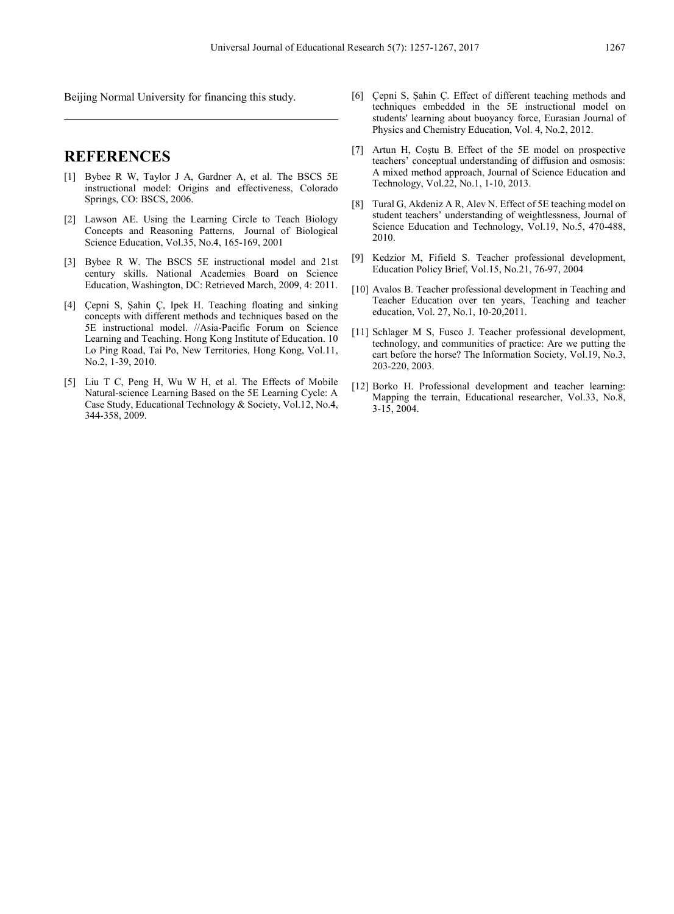Beijing Normal University for financing this study.

## REFERENCES

[1] Bybee R W, Taylor J A, Gardner A, et al. The BSCS 5E instructional model: Origins and effectiveness, Colorado Springs, CO: BSCS, 2006.

[2] Lawson AE. Using the Learning Circle to Teach Biology Concepts and Reasoning Patterns, Journal of Biological Science Education, Vol.35, No.4, 165-169, 2001

[3] Bybee R W. The BSCS 5E instructional model and 21st century skills. National Academies Board on Science Education, Washington, DC: Retrieved March, 2009, 4: 2011.

[4] Çepni S, Şahin Ç, Ipek H. Teaching floating and sinking concepts with different methods and techniques based on the 5E instructional model. //Asia-Pacific Forum on Science Learning and Teaching. Hong Kong Institute of Education. 10 Lo Ping Road, Tai Po, New Territories, Hong Kong, Vol.11, No.2, 1-39, 2010.

[5] Liu T C, Peng H, Wu W H, et al. The Effects of Mobile Natural-science Learning Based on the 5E Learning Cycle: A Case Study, Educational Technology & Society, Vol.12, No.4, 344-358, 2009.

[6] Çepni S, Şahin Ç. Effect of different teaching methods and techniques embedded in the 5E instructional model on students' learning about buoyancy force, Eurasian Journal of Physics and Chemistry Education, Vol. 4, No.2, 2012.

[7] Artun H, Coştu B. Effect of the 5E model on prospective teachers' conceptual understanding of diffusion and osmosis: A mixed method approach, Journal of Science Education and Technology, Vol.22, No.1, 1-10, 2013.

[8] Tural G, Akdeniz A R, Alev N. Effect of 5E teaching model on student teachers' understanding of weightlessness, Journal of Science Education and Technology, Vol.19, No.5, 470-488, 2010.

[9] Kedzior M, Fifield S. Teacher professional development, Education Policy Brief, Vol.15, No.21, 76-97, 2004

[10] Avalos B. Teacher professional development in Teaching and Teacher Education over ten years, Teaching and teacher education, Vol. 27, No.1, 10-20,2011.

[11] Schlager M S, Fusco J. Teacher professional development, technology, and communities of practice: Are we putting the cart before the horse? The Information Society, Vol.19, No.3, 203-220, 2003.

[12] Borko H. Professional development and teacher learning: Mapping the terrain, Educational researcher, Vol.33, No.8, 3-15, 2004.